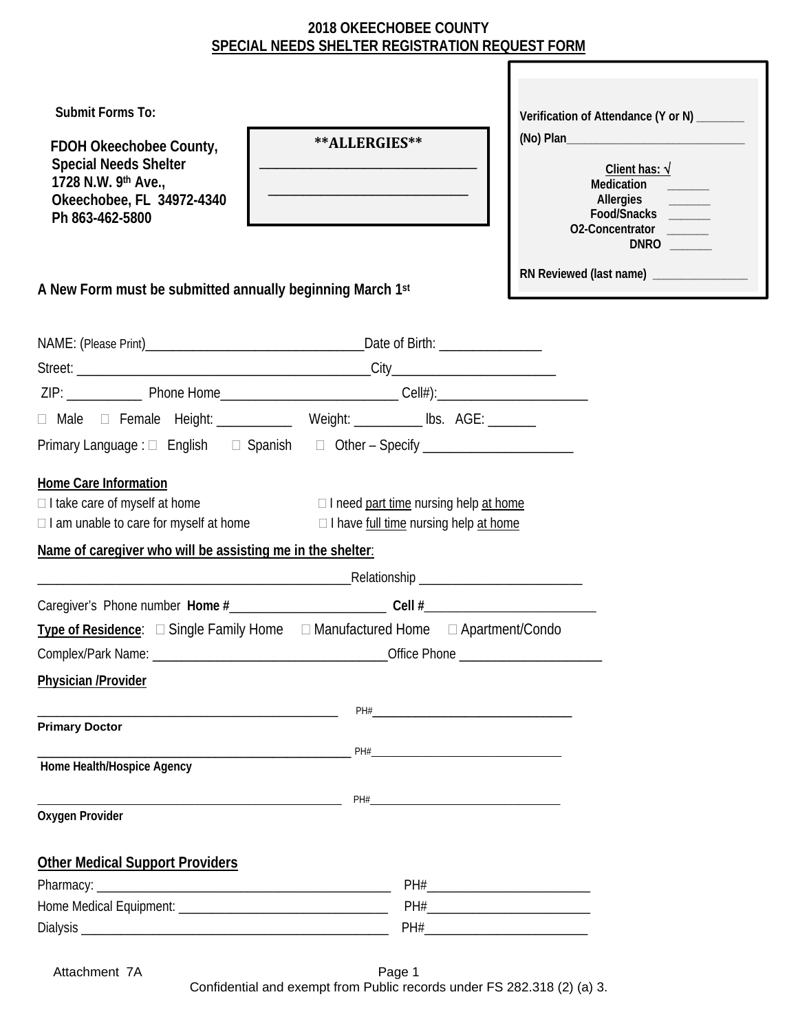# 2018 OKEECHOBEE COUNTY
## SPECIAL NEEDS SHELTER REGISTRATION REQUEST FORM

**Submit Forms To:**

**FDOH Okeechobee County,**
**Special Needs Shelter**
**1728 N.W. 9th Ave.,**
**Okeechobee, FL 34972-4340**
**Ph 863-462-5800**

**\*\*ALLERGIES\*\***
________________________________
______________________________

**Verification of Attendance (Y or N)** ________
**(No) Plan**______________________________

**Client has: √**
**Medication** _______
**Allergies** _______
**Food/Snacks** _______
**O2-Concentrator** _______
**DNRO** _______

**RN Reviewed (last name)** ________________

**A New Form must be submitted annually beginning March 1st**

NAME: (Please Print)________________________________Date of Birth: _______________

Street: ___________________________________________City________________________

ZIP: ___________ Phone Home__________________________ Cell#):______________________

☐ Male ☐ Female Height: ___________ Weight: __________ lbs. AGE: _______

Primary Language : ☐ English ☐ Spanish ☐ Other – Specify ______________________

**Home Care Information**

☐ I take care of myself at home ☐ I need part time nursing help at home

☐ I am unable to care for myself at home ☐ I have full time nursing help at home

**Name of caregiver who will be assisting me in the shelter**:

_____________________________________________Relationship _________________________

Caregiver's Phone number **Home #**________________________ **Cell #**__________________________

**Type of Residence**: ☐ Single Family Home ☐ Manufactured Home ☐ Apartment/Condo

Complex/Park Name: ___________________________________Office Phone _____________________

**Physician /Provider**

_____________________________________________ PH#_________________________________
**Primary Doctor**

_______________________________________________ PH#___________________________________
**Home Health/Hospice Agency**

_______________________________________________ PH#___________________________________
**Oxygen Provider**

**Other Medical Support Providers**

Pharmacy: ____________________________________________ PH#________________________

Home Medical Equipment: _______________________________ PH#________________________

Dialysis ______________________________________________ PH#________________________

Attachment 7A

Confidential and exempt from Public records under FS 282.318 (2) (a) 3.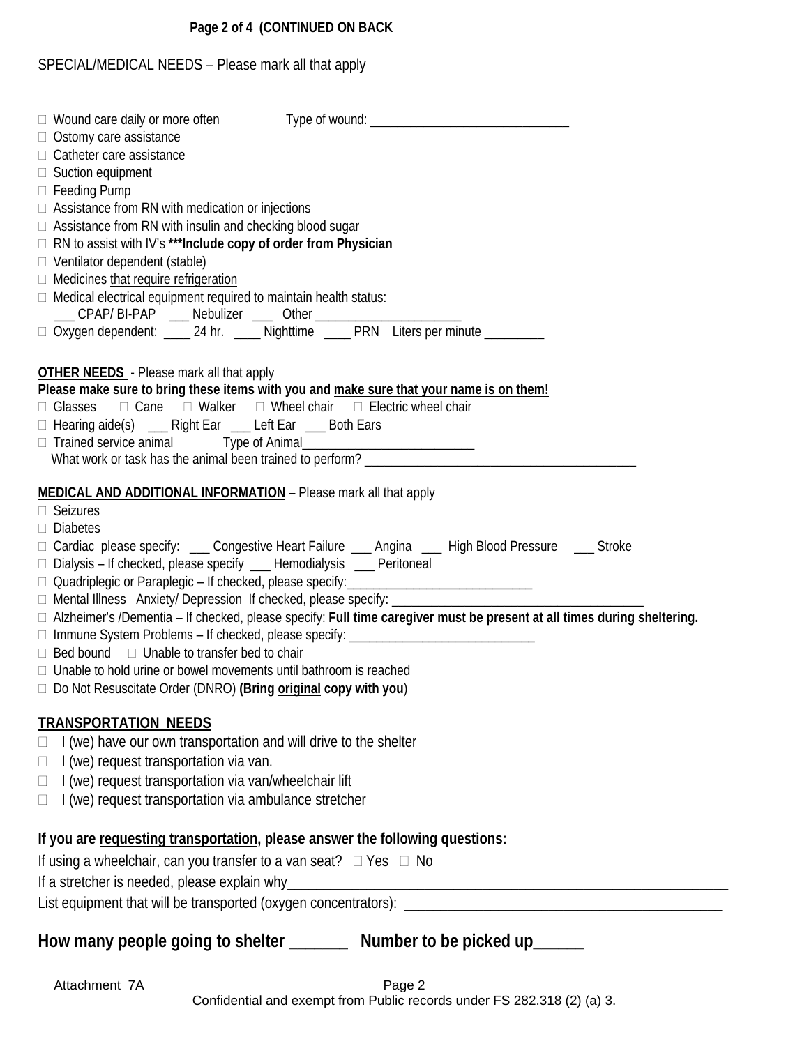SPECIAL/MEDICAL NEEDS – Please mark all that apply

- □ Wound care daily or more often   Type of wound: ______________________________
- □ Ostomy care assistance
- □ Catheter care assistance
- □ Suction equipment
- □ Feeding Pump
- □ Assistance from RN with medication or injections
- □ Assistance from RN with insulin and checking blood sugar
- □ RN to assist with IV's **\*\*\*Include copy of order from Physician**
- □ Ventilator dependent (stable)
- □ Medicines that require refrigeration
- □ Medical electrical equipment required to maintain health status:
  ___ CPAP/ BI-PAP ___ Nebulizer ___ Other ______________________
- □ Oxygen dependent: ____ 24 hr. ____ Nighttime ____ PRN Liters per minute _________

**OTHER NEEDS** - Please mark all that apply

**Please make sure to bring these items with you and make sure that your name is on them!**

- □ Glasses □ Cane □ Walker □ Wheel chair □ Electric wheel chair
- □ Hearing aide(s) ___ Right Ear ___ Left Ear ___ Both Ears
- □ Trained service animal   Type of Animal__________________________
  What work or task has the animal been trained to perform? ________________________________________

**MEDICAL AND ADDITIONAL INFORMATION** – Please mark all that apply

- □ Seizures
- □ Diabetes
- □ Cardiac please specify: ___ Congestive Heart Failure ___ Angina ___ High Blood Pressure ___ Stroke
- □ Dialysis – If checked, please specify ___ Hemodialysis ___ Peritoneal
- □ Quadriplegic or Paraplegic – If checked, please specify:____________________________
- □ Mental Illness Anxiety/ Depression If checked, please specify: ______________________________________
- □ Alzheimer's /Dementia – If checked, please specify: **Full time caregiver must be present at all times during sheltering.**
- □ Immune System Problems – If checked, please specify: ____________________________
- □ Bed bound □ Unable to transfer bed to chair
- □ Unable to hold urine or bowel movements until bathroom is reached
- □ Do Not Resuscitate Order (DNRO) **(Bring original copy with you)**

## TRANSPORTATION NEEDS

- □ I (we) have our own transportation and will drive to the shelter
- □ I (we) request transportation via van.
- □ I (we) request transportation via van/wheelchair lift
- □ I (we) request transportation via ambulance stretcher

**If you are requesting transportation, please answer the following questions:**

If using a wheelchair, can you transfer to a van seat? □ Yes □ No

If a stretcher is needed, please explain why_________________________________________________________________

List equipment that will be transported (oxygen concentrators): _____________________________________________

**How many people going to shelter _______ Number to be picked up______**

Attachment 7A

Confidential and exempt from Public records under FS 282.318 (2) (a) 3.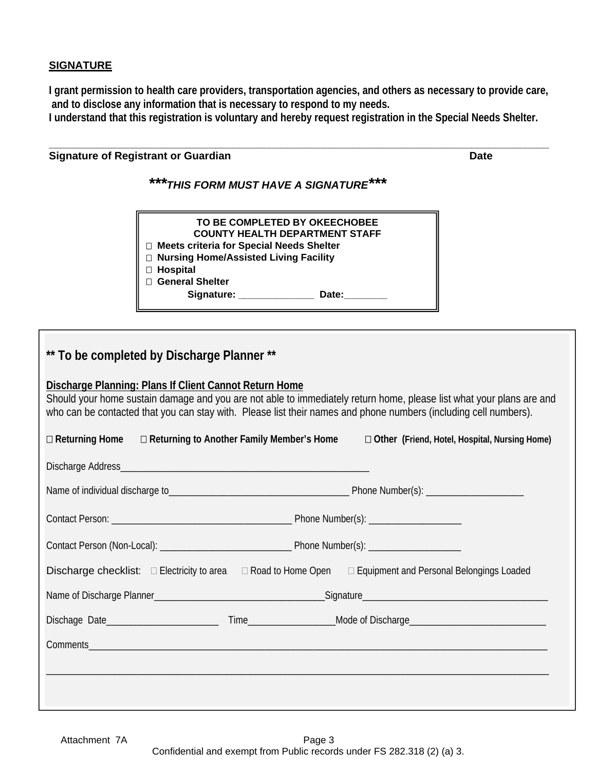**SIGNATURE**

**I grant permission to health care providers, transportation agencies, and others as necessary to provide care, and to disclose any information that is necessary to respond to my needs.**
**I understand that this registration is voluntary and hereby request registration in the Special Needs Shelter.**

\_\_\_\_\_\_\_\_\_\_\_\_\_\_\_\_\_\_\_\_\_\_\_\_\_\_\_\_\_\_\_\_\_\_\_\_\_\_\_\_\_\_\_\_\_\_\_\_\_\_\_\_\_\_\_\_\_\_\_\_\_\_\_\_\_\_\_\_\_\_\_\_\_\_\_\_\_\_\_\_\_\_\_\_
**Signature of Registrant or Guardian** **Date**

***\*\*\*THIS FORM MUST HAVE A SIGNATURE\*\*\****

**TO BE COMPLETED BY OKEECHOBEE COUNTY HEALTH DEPARTMENT STAFF**

- ☐ **Meets criteria for Special Needs Shelter**
- ☐ **Nursing Home/Assisted Living Facility**
- ☐ **Hospital**
- ☐ **General Shelter**

**Signature: \_\_\_\_\_\_\_\_\_\_\_\_\_\_ Date:\_\_\_\_\_\_\_\_**

## \*\* To be completed by Discharge Planner \*\*

**Discharge Planning: Plans If Client Cannot Return Home**
Should your home sustain damage and you are not able to immediately return home, please list what your plans are and who can be contacted that you can stay with. Please list their names and phone numbers (including cell numbers).

☐ **Returning Home** ☐ **Returning to Another Family Member's Home** ☐ **Other (Friend, Hotel, Hospital, Nursing Home)**

Discharge Address\_\_\_\_\_\_\_\_\_\_\_\_\_\_\_\_\_\_\_\_\_\_\_\_\_\_\_\_\_\_\_\_\_\_\_\_\_\_\_\_\_\_\_\_\_\_

Name of individual discharge to\_\_\_\_\_\_\_\_\_\_\_\_\_\_\_\_\_\_\_\_\_\_\_\_\_\_\_\_\_\_\_\_\_ Phone Number(s): \_\_\_\_\_\_\_\_\_\_\_\_\_\_\_\_\_\_\_

Contact Person: \_\_\_\_\_\_\_\_\_\_\_\_\_\_\_\_\_\_\_\_\_\_\_\_\_\_\_\_\_\_\_\_\_\_ Phone Number(s): \_\_\_\_\_\_\_\_\_\_\_\_\_\_\_\_\_\_

Contact Person (Non-Local): \_\_\_\_\_\_\_\_\_\_\_\_\_\_\_\_\_\_\_\_\_\_\_\_\_\_ Phone Number(s): \_\_\_\_\_\_\_\_\_\_\_\_\_\_\_\_\_\_

Discharge checklist: ☐ Electricity to area ☐ Road to Home Open ☐ Equipment and Personal Belongings Loaded

Name of Discharge Planner\_\_\_\_\_\_\_\_\_\_\_\_\_\_\_\_\_\_\_\_\_\_\_\_\_\_\_\_\_\_\_\_\_Signature\_\_\_\_\_\_\_\_\_\_\_\_\_\_\_\_\_\_\_\_\_\_\_\_\_\_\_\_\_\_\_\_\_\_\_

Dischage Date\_\_\_\_\_\_\_\_\_\_\_\_\_\_\_\_\_\_\_\_\_\_ Time\_\_\_\_\_\_\_\_\_\_\_\_\_\_\_\_\_Mode of Discharge\_\_\_\_\_\_\_\_\_\_\_\_\_\_\_\_\_\_\_\_\_\_\_\_\_\_\_

Comments\_\_\_\_\_\_\_\_\_\_\_\_\_\_\_\_\_\_\_\_\_\_\_\_\_\_\_\_\_\_\_\_\_\_\_\_\_\_\_\_\_\_\_\_\_\_\_\_\_\_\_\_\_\_\_\_\_\_\_\_\_\_\_\_\_\_\_\_\_\_\_\_\_\_\_\_\_\_\_\_\_\_\_\_\_

\_\_\_\_\_\_\_\_\_\_\_\_\_\_\_\_\_\_\_\_\_\_\_\_\_\_\_\_\_\_\_\_\_\_\_\_\_\_\_\_\_\_\_\_\_\_\_\_\_\_\_\_\_\_\_\_\_\_\_\_\_\_\_\_\_\_\_\_\_\_\_\_\_\_\_\_\_\_\_\_\_\_\_\_\_\_\_\_\_\_\_

Attachment 7A

Confidential and exempt from Public records under FS 282.318 (2) (a) 3.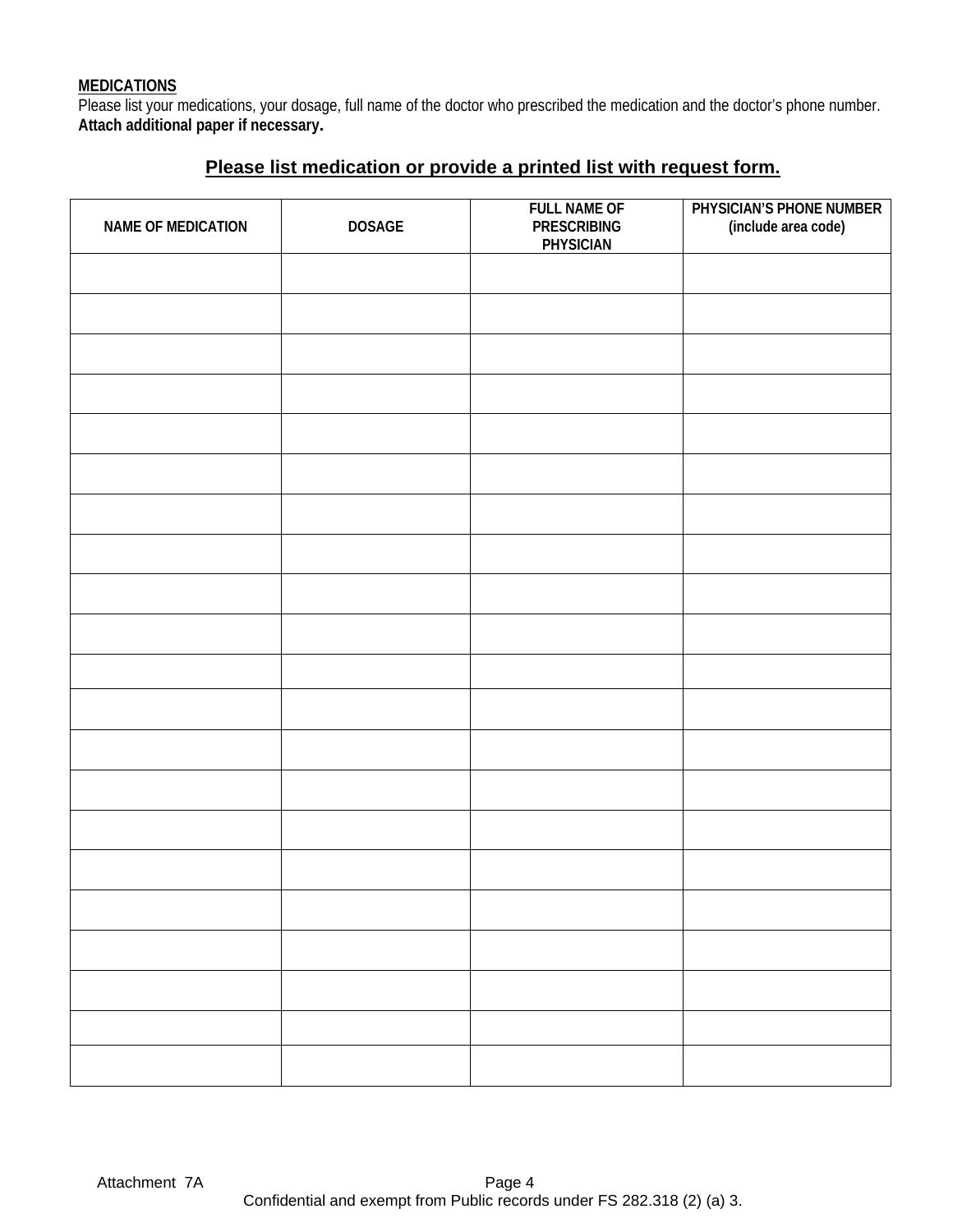**MEDICATIONS**

Please list your medications, your dosage, full name of the doctor who prescribed the medication and the doctor's phone number. **Attach additional paper if necessary.**

**Please list medication or provide a printed list with request form.**

| NAME OF MEDICATION | DOSAGE | FULL NAME OF PRESCRIBING PHYSICIAN | PHYSICIAN'S PHONE NUMBER (include area code) |
|---|---|---|---|
| | | | |
| | | | |
| | | | |
| | | | |
| | | | |
| | | | |
| | | | |
| | | | |
| | | | |
| | | | |
| | | | |
| | | | |
| | | | |
| | | | |
| | | | |
| | | | |
| | | | |
| | | | |
| | | | |
| | | | |
| | | | |